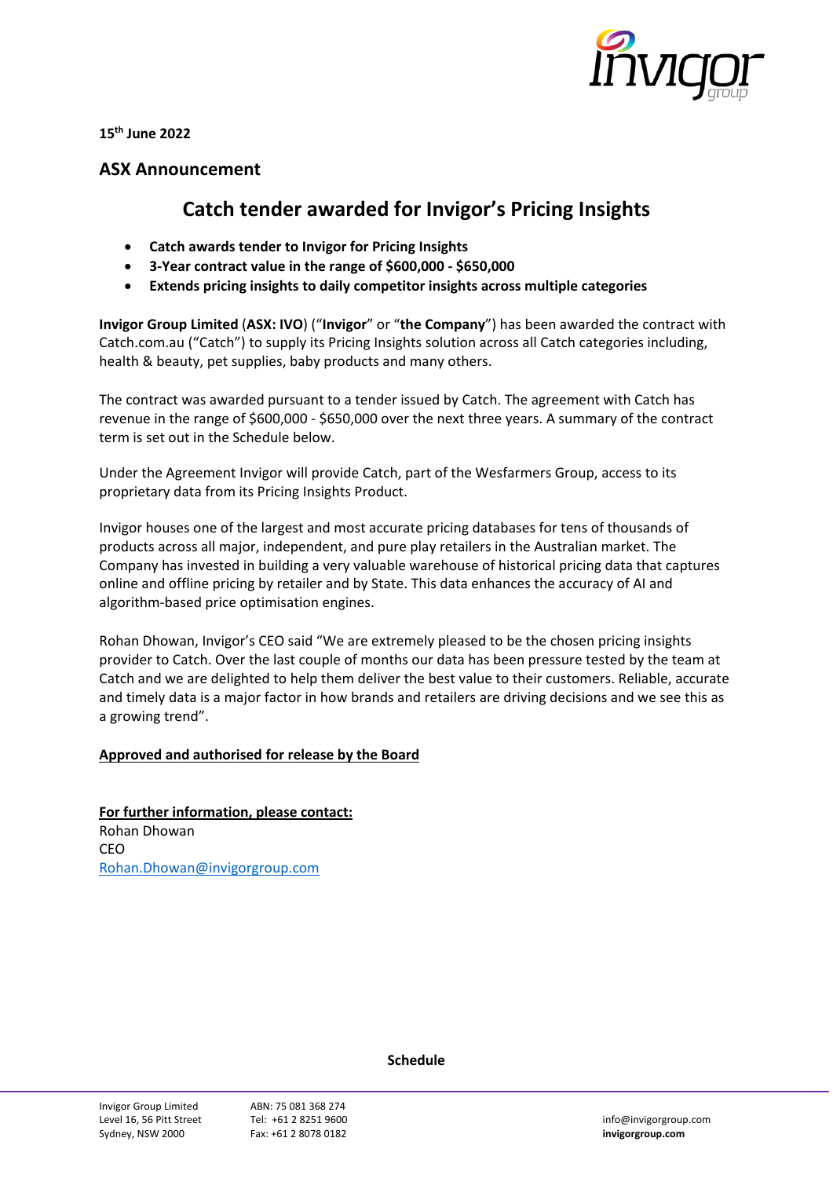**15th June 2022**

## ASX Announcement

# Catch tender awarded for Invigor's Pricing Insights

- **Catch awards tender to Invigor for Pricing Insights**
- **3-Year contract value in the range of $600,000 - $650,000**
- **Extends pricing insights to daily competitor insights across multiple categories**

**Invigor Group Limited** (**ASX: IVO**) ("**Invigor**" or "**the Company**") has been awarded the contract with Catch.com.au ("Catch") to supply its Pricing Insights solution across all Catch categories including, health & beauty, pet supplies, baby products and many others.

The contract was awarded pursuant to a tender issued by Catch. The agreement with Catch has revenue in the range of $600,000 - $650,000 over the next three years. A summary of the contract term is set out in the Schedule below.

Under the Agreement Invigor will provide Catch, part of the Wesfarmers Group, access to its proprietary data from its Pricing Insights Product.

Invigor houses one of the largest and most accurate pricing databases for tens of thousands of products across all major, independent, and pure play retailers in the Australian market. The Company has invested in building a very valuable warehouse of historical pricing data that captures online and offline pricing by retailer and by State. This data enhances the accuracy of AI and algorithm-based price optimisation engines.

Rohan Dhowan, Invigor's CEO said "We are extremely pleased to be the chosen pricing insights provider to Catch. Over the last couple of months our data has been pressure tested by the team at Catch and we are delighted to help them deliver the best value to their customers. Reliable, accurate and timely data is a major factor in how brands and retailers are driving decisions and we see this as a growing trend".

**Approved and authorised for release by the Board**

**For further information, please contact:**
Rohan Dhowan
CEO
Rohan.Dhowan@invigorgroup.com

**Schedule**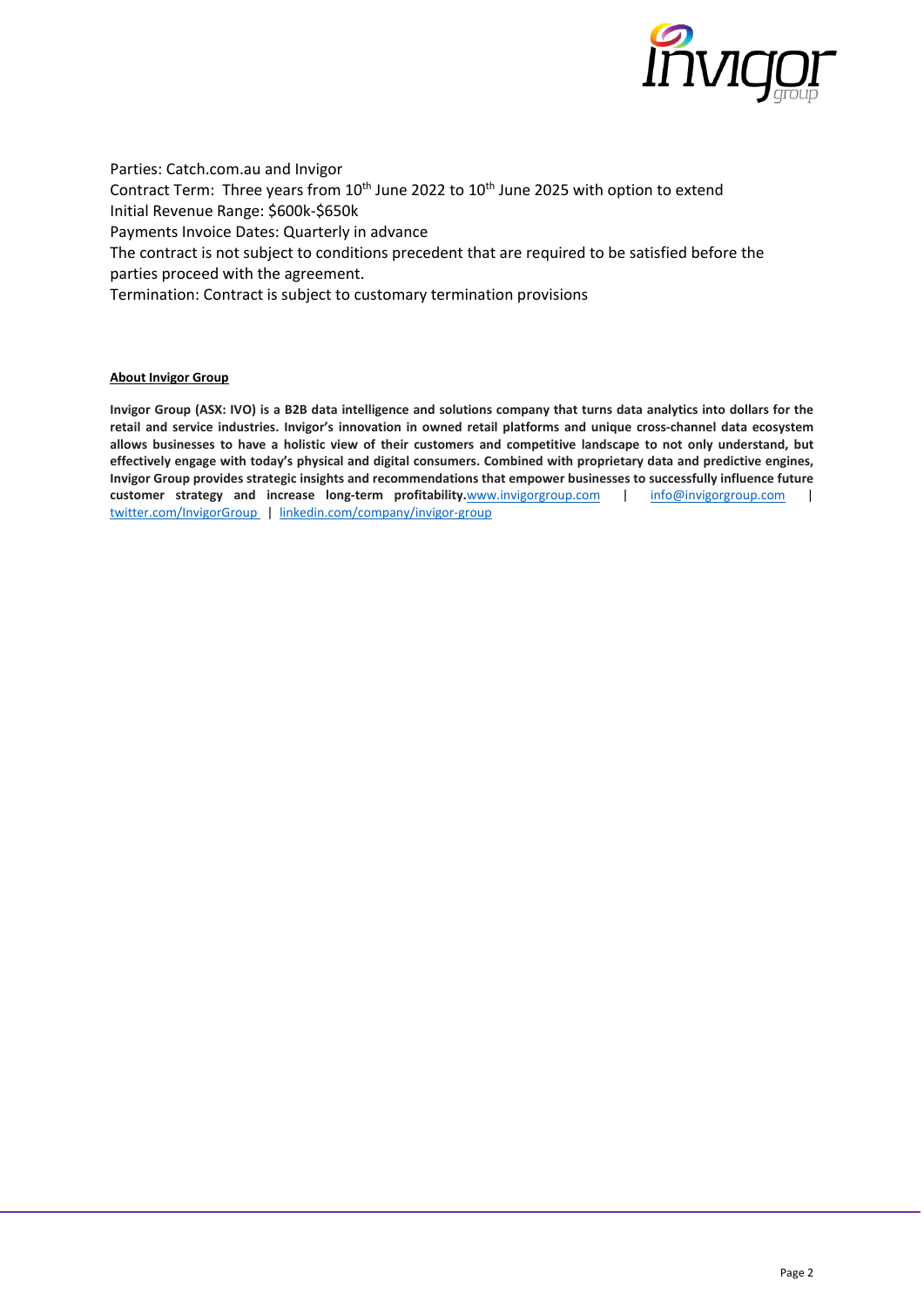Parties: Catch.com.au and Invigor

Contract Term: Three years from 10th June 2022 to 10th June 2025 with option to extend

Initial Revenue Range: $600k-$650k

Payments Invoice Dates: Quarterly in advance

The contract is not subject to conditions precedent that are required to be satisfied before the parties proceed with the agreement.

Termination: Contract is subject to customary termination provisions

**About Invigor Group**

**Invigor Group (ASX: IVO) is a B2B data intelligence and solutions company that turns data analytics into dollars for the retail and service industries. Invigor's innovation in owned retail platforms and unique cross-channel data ecosystem allows businesses to have a holistic view of their customers and competitive landscape to not only understand, but effectively engage with today's physical and digital consumers. Combined with proprietary data and predictive engines, Invigor Group provides strategic insights and recommendations that empower businesses to successfully influence future customer strategy and increase long-term profitability.** www.invigorgroup.com | info@invigorgroup.com | twitter.com/InvigorGroup | linkedin.com/company/invigor-group